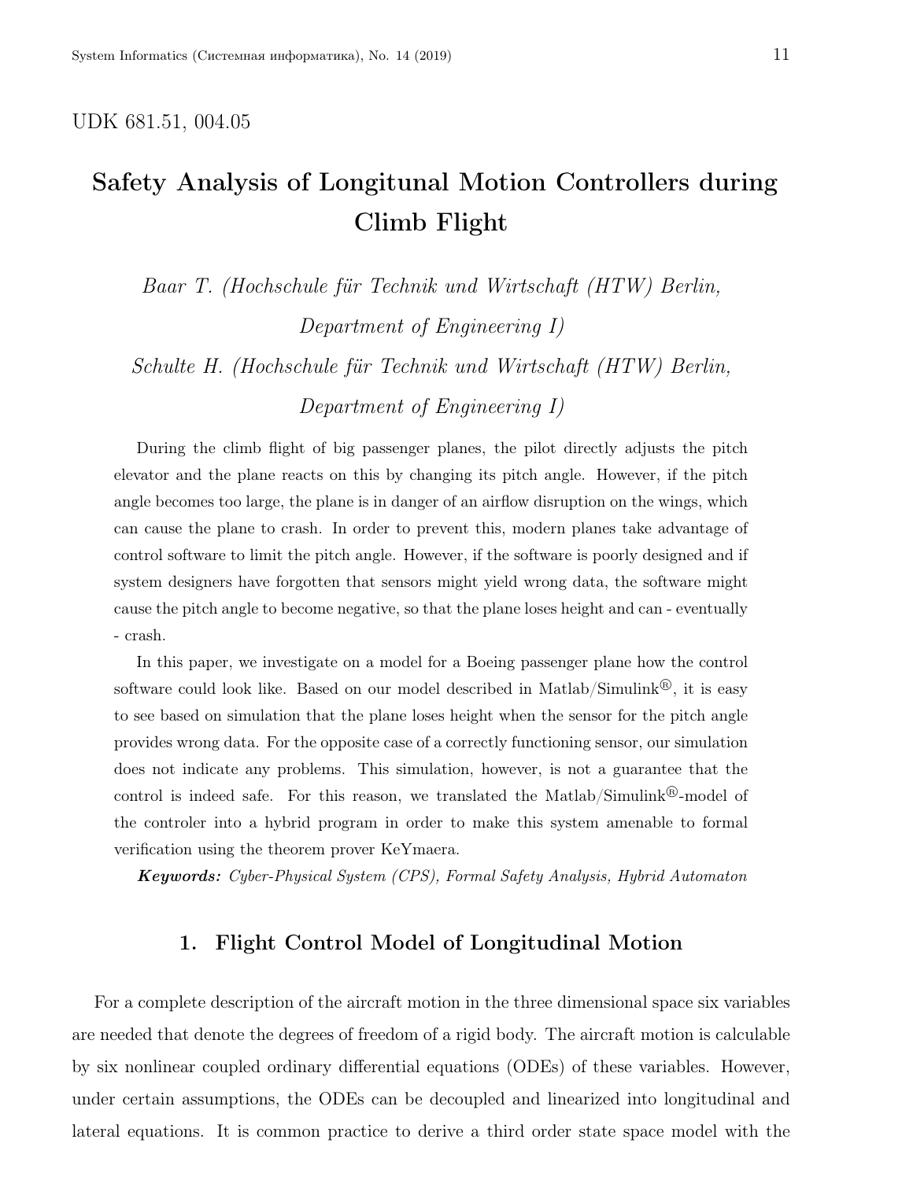UDK 681.51, 004.05

# Safety Analysis of Longitunal Motion Controllers during Climb Flight

*Baar T. (Hochschule für Technik und Wirtschaft (HTW) Berlin, Department of Engineering I)*

*Schulte H. (Hochschule für Technik und Wirtschaft (HTW) Berlin, Department of Engineering I)*

During the climb flight of big passenger planes, the pilot directly adjusts the pitch elevator and the plane reacts on this by changing its pitch angle. However, if the pitch angle becomes too large, the plane is in danger of an airflow disruption on the wings, which can cause the plane to crash. In order to prevent this, modern planes take advantage of control software to limit the pitch angle. However, if the software is poorly designed and if system designers have forgotten that sensors might yield wrong data, the software might cause the pitch angle to become negative, so that the plane loses height and can - eventually - crash.

In this paper, we investigate on a model for a Boeing passenger plane how the control software could look like. Based on our model described in Matlab/Simulink®, it is easy to see based on simulation that the plane loses height when the sensor for the pitch angle provides wrong data. For the opposite case of a correctly functioning sensor, our simulation does not indicate any problems. This simulation, however, is not a guarantee that the control is indeed safe. For this reason, we translated the Matlab/Simulink®-model of the controler into a hybrid program in order to make this system amenable to formal verification using the theorem prover KeYmaera.

***Keywords:*** *Cyber-Physical System (CPS), Formal Safety Analysis, Hybrid Automaton*

## 1. Flight Control Model of Longitudinal Motion

For a complete description of the aircraft motion in the three dimensional space six variables are needed that denote the degrees of freedom of a rigid body. The aircraft motion is calculable by six nonlinear coupled ordinary differential equations (ODEs) of these variables. However, under certain assumptions, the ODEs can be decoupled and linearized into longitudinal and lateral equations. It is common practice to derive a third order state space model with the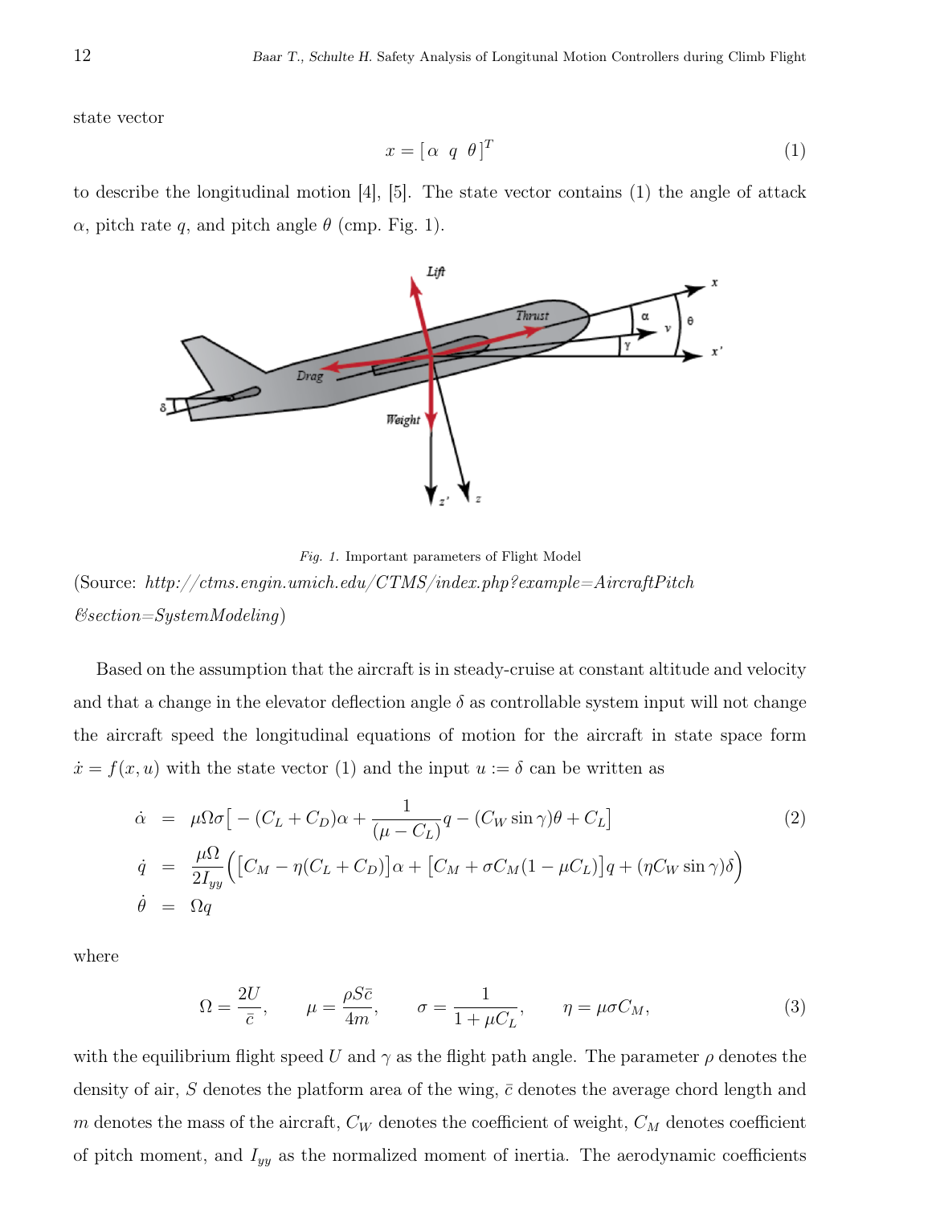state vector

$$x = [\,\alpha \;\; q \;\; \theta\,]^T \tag{1}$$

to describe the longitudinal motion [4], [5]. The state vector contains (1) the angle of attack $\alpha$, pitch rate $q$, and pitch angle $\theta$ (cmp. Fig. 1).

*Fig. 1.* Important parameters of Flight Model

(Source: *http://ctms.engin.umich.edu/CTMS/index.php?example=AircraftPitch &section=SystemModeling*)

Based on the assumption that the aircraft is in steady-cruise at constant altitude and velocity and that a change in the elevator deflection angle $\delta$ as controllable system input will not change the aircraft speed the longitudinal equations of motion for the aircraft in state space form $\dot{x} = f(x, u)$ with the state vector (1) and the input $u := \delta$ can be written as

$$\begin{aligned}
\dot{\alpha} &= \mu\Omega\sigma\big[-(C_L + C_D)\alpha + \frac{1}{(\mu - C_L)}q - (C_W \sin\gamma)\theta + C_L\big] \\
\dot{q} &= \frac{\mu\Omega}{2I_{yy}}\Big(\big[C_M - \eta(C_L + C_D)\big]\alpha + \big[C_M + \sigma C_M(1 - \mu C_L)\big]q + (\eta C_W \sin\gamma)\delta\Big) \\
\dot{\theta} &= \Omega q
\end{aligned} \tag{2}$$

where

$$\Omega = \frac{2U}{\bar{c}}, \qquad \mu = \frac{\rho S \bar{c}}{4m}, \qquad \sigma = \frac{1}{1 + \mu C_L}, \qquad \eta = \mu\sigma C_M, \tag{3}$$

with the equilibrium flight speed $U$ and $\gamma$ as the flight path angle. The parameter $\rho$ denotes the density of air, $S$ denotes the platform area of the wing, $\bar{c}$ denotes the average chord length and $m$ denotes the mass of the aircraft, $C_W$ denotes the coefficient of weight, $C_M$ denotes coefficient of pitch moment, and $I_{yy}$ as the normalized moment of inertia. The aerodynamic coefficients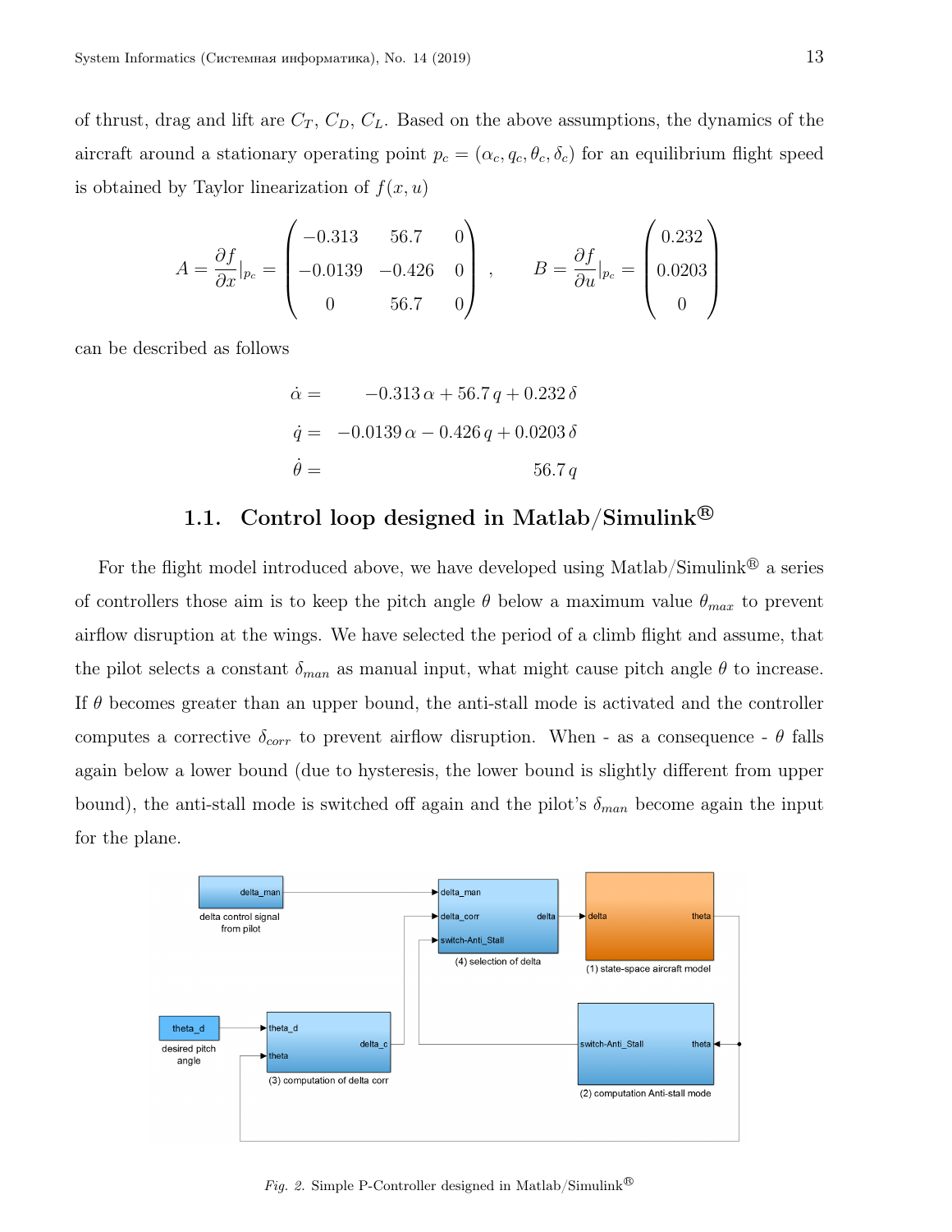of thrust, drag and lift are $C_T$, $C_D$, $C_L$. Based on the above assumptions, the dynamics of the aircraft around a stationary operating point $p_c = (\alpha_c, q_c, \theta_c, \delta_c)$ for an equilibrium flight speed is obtained by Taylor linearization of $f(x, u)$

$$A = \frac{\partial f}{\partial x}|_{p_c} = \begin{pmatrix} -0.313 & 56.7 & 0 \\ -0.0139 & -0.426 & 0 \\ 0 & 56.7 & 0 \end{pmatrix}, \qquad B = \frac{\partial f}{\partial u}|_{p_c} = \begin{pmatrix} 0.232 \\ 0.0203 \\ 0 \end{pmatrix}$$

can be described as follows

$$\begin{aligned} \dot{\alpha} &= -0.313\,\alpha + 56.7\,q + 0.232\,\delta \\ \dot{q} &= -0.0139\,\alpha - 0.426\,q + 0.0203\,\delta \\ \dot{\theta} &= 56.7\,q \end{aligned}$$

## 1.1. Control loop designed in Matlab/Simulink®

For the flight model introduced above, we have developed using Matlab/Simulink® a series of controllers those aim is to keep the pitch angle $\theta$ below a maximum value $\theta_{max}$ to prevent airflow disruption at the wings. We have selected the period of a climb flight and assume, that the pilot selects a constant $\delta_{man}$ as manual input, what might cause pitch angle $\theta$ to increase. If $\theta$ becomes greater than an upper bound, the anti-stall mode is activated and the controller computes a corrective $\delta_{corr}$ to prevent airflow disruption. When - as a consequence - $\theta$ falls again below a lower bound (due to hysteresis, the lower bound is slightly different from upper bound), the anti-stall mode is switched off again and the pilot's $\delta_{man}$ become again the input for the plane.

*Fig. 2.* Simple P-Controller designed in Matlab/Simulink®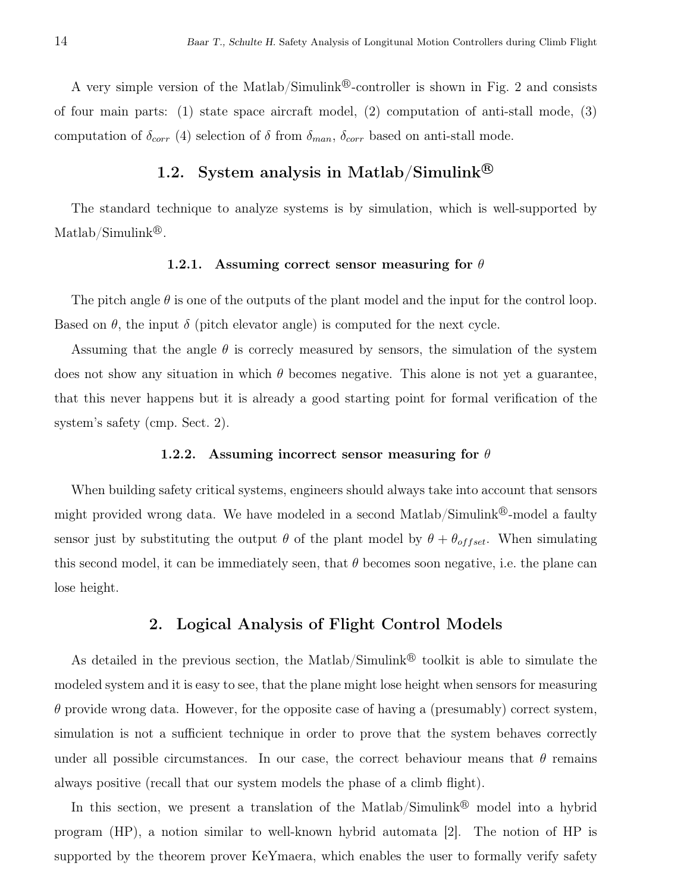A very simple version of the Matlab/Simulink®-controller is shown in Fig. 2 and consists of four main parts: (1) state space aircraft model, (2) computation of anti-stall mode, (3) computation of $\delta_{corr}$ (4) selection of $\delta$ from $\delta_{man}$, $\delta_{corr}$ based on anti-stall mode.

## 1.2. System analysis in Matlab/Simulink®

The standard technique to analyze systems is by simulation, which is well-supported by Matlab/Simulink®.

### 1.2.1. Assuming correct sensor measuring for $\theta$

The pitch angle $\theta$ is one of the outputs of the plant model and the input for the control loop. Based on $\theta$, the input $\delta$ (pitch elevator angle) is computed for the next cycle.

Assuming that the angle $\theta$ is correcly measured by sensors, the simulation of the system does not show any situation in which $\theta$ becomes negative. This alone is not yet a guarantee, that this never happens but it is already a good starting point for formal verification of the system's safety (cmp. Sect. 2).

### 1.2.2. Assuming incorrect sensor measuring for $\theta$

When building safety critical systems, engineers should always take into account that sensors might provided wrong data. We have modeled in a second Matlab/Simulink®-model a faulty sensor just by substituting the output $\theta$ of the plant model by $\theta + \theta_{offset}$. When simulating this second model, it can be immediately seen, that $\theta$ becomes soon negative, i.e. the plane can lose height.

## 2. Logical Analysis of Flight Control Models

As detailed in the previous section, the Matlab/Simulink® toolkit is able to simulate the modeled system and it is easy to see, that the plane might lose height when sensors for measuring $\theta$ provide wrong data. However, for the opposite case of having a (presumably) correct system, simulation is not a sufficient technique in order to prove that the system behaves correctly under all possible circumstances. In our case, the correct behaviour means that $\theta$ remains always positive (recall that our system models the phase of a climb flight).

In this section, we present a translation of the Matlab/Simulink® model into a hybrid program (HP), a notion similar to well-known hybrid automata [2]. The notion of HP is supported by the theorem prover KeYmaera, which enables the user to formally verify safety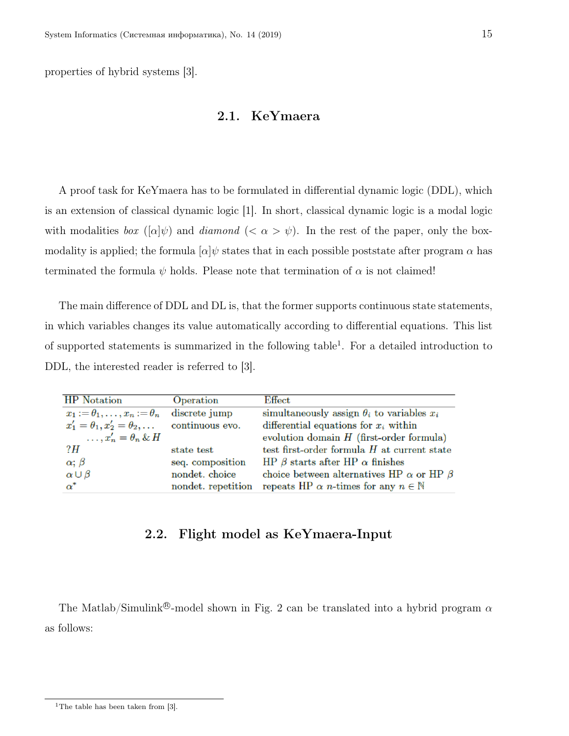properties of hybrid systems [3].

## 2.1. KeYmaera

A proof task for KeYmaera has to be formulated in differential dynamic logic (DDL), which is an extension of classical dynamic logic [1]. In short, classical dynamic logic is a modal logic with modalities *box* ($[\alpha]\psi$) and *diamond* ($< \alpha > \psi$). In the rest of the paper, only the box-modality is applied; the formula $[\alpha]\psi$ states that in each possible poststate after program $\alpha$ has terminated the formula $\psi$ holds. Please note that termination of $\alpha$ is not claimed!

The main difference of DDL and DL is, that the former supports continuous state statements, in which variables changes its value automatically according to differential equations. This list of supported statements is summarized in the following table[1]. For a detailed introduction to DDL, the interested reader is referred to [3].

| HP Notation | Operation | Effect |
|---|---|---|
| $x_1 := \theta_1, \ldots, x_n := \theta_n$ | discrete jump | simultaneously assign $\theta_i$ to variables $x_i$ |
| $x_1' = \theta_1, x_2' = \theta_2, \ldots$ $\ldots, x_n' = \theta_n \,\&\, H$ | continuous evo. | differential equations for $x_i$ within evolution domain $H$ (first-order formula) |
| $?H$ | state test | test first-order formula $H$ at current state |
| $\alpha; \beta$ | seq. composition | HP $\beta$ starts after HP $\alpha$ finishes |
| $\alpha \cup \beta$ | nondet. choice | choice between alternatives HP $\alpha$ or HP $\beta$ |
| $\alpha^*$ | nondet. repetition | repeats HP $\alpha$ $n$-times for any $n \in \mathbb{N}$ |

## 2.2. Flight model as KeYmaera-Input

The Matlab/Simulink®-model shown in Fig. 2 can be translated into a hybrid program $\alpha$ as follows:

[1]The table has been taken from [3].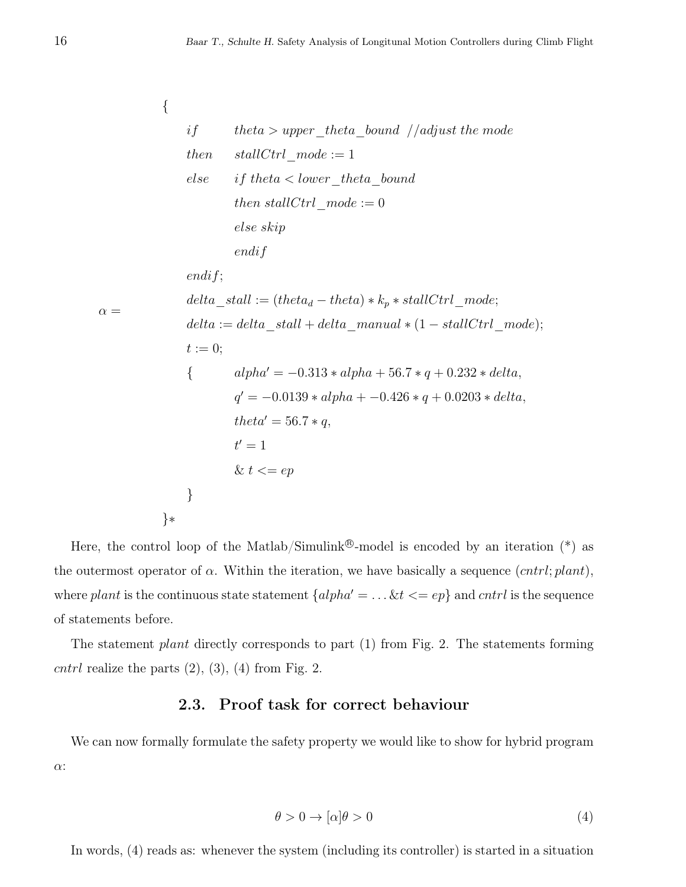$$
\alpha = \begin{array}{l}
\{ \\
\quad \begin{array}{ll}
if & theta > upper\_theta\_bound \;\; //adjust\ the\ mode \\
then & stallCtrl\_mode := 1 \\
else & if\ theta < lower\_theta\_bound \\
 & then\ stallCtrl\_mode := 0 \\
 & else\ skip \\
 & endif \\
endif; & \\
\multicolumn{2}{l}{delta\_stall := (theta_d - theta) * k_p * stallCtrl\_mode;} \\
\multicolumn{2}{l}{delta := delta\_stall + delta\_manual * (1 - stallCtrl\_mode);} \\
\multicolumn{2}{l}{t := 0;} \\
\{ & alpha' = -0.313 * alpha + 56.7 * q + 0.232 * delta, \\
 & q' = -0.0139 * alpha + -0.426 * q + 0.0203 * delta, \\
 & theta' = 56.7 * q, \\
 & t' = 1 \\
 & \&\ t <= ep \\
\} &
\end{array} \\
\}*
\end{array}
$$

Here, the control loop of the Matlab/Simulink®-model is encoded by an iteration (*) as the outermost operator of $\alpha$. Within the iteration, we have basically a sequence (*cntrl*; *plant*), where *plant* is the continuous state statement $\{alpha' = \ldots \& t <= ep\}$ and *cntrl* is the sequence of statements before.

The statement *plant* directly corresponds to part (1) from Fig. 2. The statements forming *cntrl* realize the parts (2), (3), (4) from Fig. 2.

## 2.3. Proof task for correct behaviour

We can now formally formulate the safety property we would like to show for hybrid program $\alpha$:

$$
\theta > 0 \rightarrow [\alpha]\theta > 0 \tag{4}
$$

In words, (4) reads as: whenever the system (including its controller) is started in a situation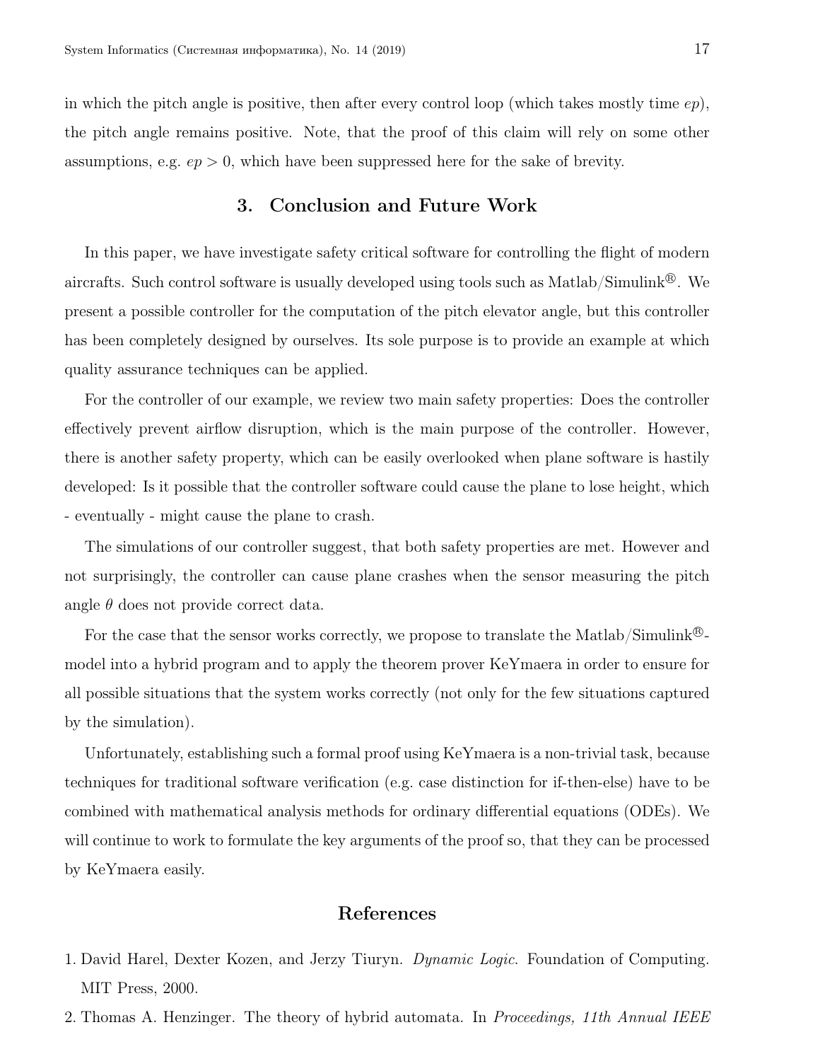in which the pitch angle is positive, then after every control loop (which takes mostly time $ep$), the pitch angle remains positive. Note, that the proof of this claim will rely on some other assumptions, e.g. $ep > 0$, which have been suppressed here for the sake of brevity.

## 3. Conclusion and Future Work

In this paper, we have investigate safety critical software for controlling the flight of modern aircrafts. Such control software is usually developed using tools such as Matlab/Simulink®. We present a possible controller for the computation of the pitch elevator angle, but this controller has been completely designed by ourselves. Its sole purpose is to provide an example at which quality assurance techniques can be applied.

For the controller of our example, we review two main safety properties: Does the controller effectively prevent airflow disruption, which is the main purpose of the controller. However, there is another safety property, which can be easily overlooked when plane software is hastily developed: Is it possible that the controller software could cause the plane to lose height, which - eventually - might cause the plane to crash.

The simulations of our controller suggest, that both safety properties are met. However and not surprisingly, the controller can cause plane crashes when the sensor measuring the pitch angle $\theta$ does not provide correct data.

For the case that the sensor works correctly, we propose to translate the Matlab/Simulink®-model into a hybrid program and to apply the theorem prover KeYmaera in order to ensure for all possible situations that the system works correctly (not only for the few situations captured by the simulation).

Unfortunately, establishing such a formal proof using KeYmaera is a non-trivial task, because techniques for traditional software verification (e.g. case distinction for if-then-else) have to be combined with mathematical analysis methods for ordinary differential equations (ODEs). We will continue to work to formulate the key arguments of the proof so, that they can be processed by KeYmaera easily.

## References

1. David Harel, Dexter Kozen, and Jerzy Tiuryn. *Dynamic Logic*. Foundation of Computing. MIT Press, 2000.
2. Thomas A. Henzinger. The theory of hybrid automata. In *Proceedings, 11th Annual IEEE*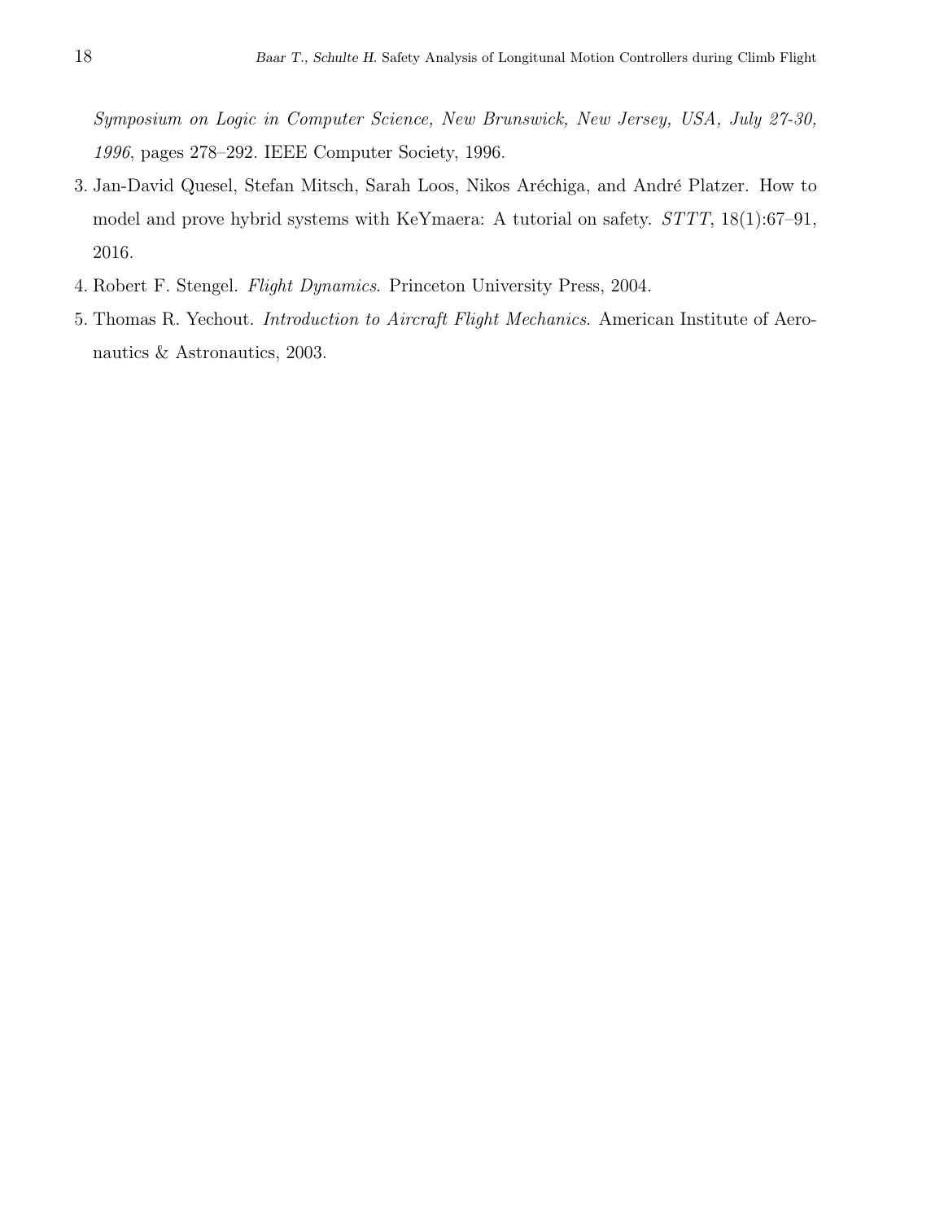*Symposium on Logic in Computer Science, New Brunswick, New Jersey, USA, July 27-30, 1996*, pages 278–292. IEEE Computer Society, 1996.

3. Jan-David Quesel, Stefan Mitsch, Sarah Loos, Nikos Aréchiga, and André Platzer. How to model and prove hybrid systems with KeYmaera: A tutorial on safety. *STTT*, 18(1):67–91, 2016.
4. Robert F. Stengel. *Flight Dynamics*. Princeton University Press, 2004.
5. Thomas R. Yechout. *Introduction to Aircraft Flight Mechanics*. American Institute of Aeronautics & Astronautics, 2003.